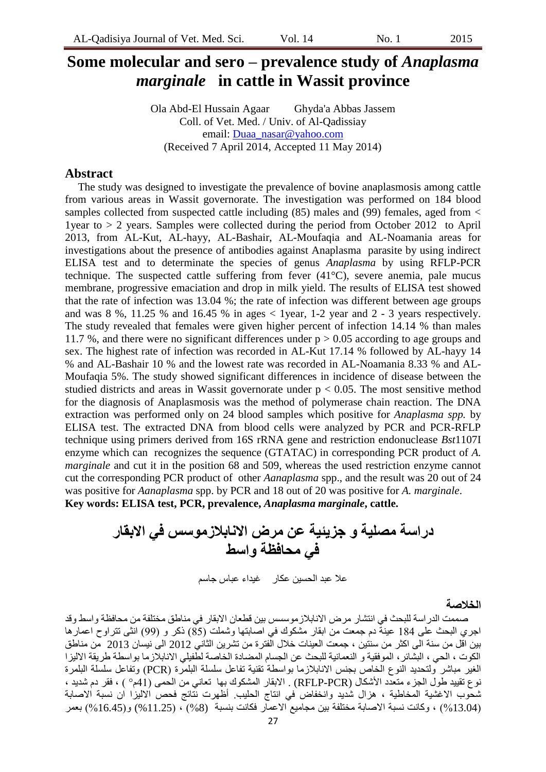# Some molecular and sero – prevalence study of *Anaplasma marginale* in cattle in Wassit province

Ola Abd-El Hussain Agaar        Ghyda'a Abbas Jassem

Coll. of Vet. Med. / Univ. of Al-Qadissiay

email: Duaa_nasar@yahoo.com

(Received 7 April 2014, Accepted 11 May 2014)

## Abstract

The study was designed to investigate the prevalence of bovine anaplasmosis among cattle from various areas in Wassit governorate. The investigation was performed on 184 blood samples collected from suspected cattle including (85) males and (99) females, aged from < 1year to > 2 years. Samples were collected during the period from October 2012 to April 2013, from AL-Kut, AL-hayy, AL-Bashair, AL-Moufaqia and AL-Noamania areas for investigations about the presence of antibodies against Anaplasma parasite by using indirect ELISA test and to determinate the species of genus *Anaplasma* by using RFLP-PCR technique. The suspected cattle suffering from fever (41°C), severe anemia, pale mucus membrane, progressive emaciation and drop in milk yield. The results of ELISA test showed that the rate of infection was 13.04 %; the rate of infection was different between age groups and was 8 %, 11.25 % and 16.45 % in ages < 1year, 1-2 year and 2 - 3 years respectively. The study revealed that females were given higher percent of infection 14.14 % than males 11.7 %, and there were no significant differences under $p > 0.05$ according to age groups and sex. The highest rate of infection was recorded in AL-Kut 17.14 % followed by AL-hayy 14 % and AL-Bashair 10 % and the lowest rate was recorded in AL-Noamania 8.33 % and AL-Moufaqia 5%. The study showed significant differences in incidence of disease between the studied districts and areas in Wassit governorate under $p < 0.05$. The most sensitive method for the diagnosis of Anaplasmosis was the method of polymerase chain reaction. The DNA extraction was performed only on 24 blood samples which positive for *Anaplasma spp.* by ELISA test. The extracted DNA from blood cells were analyzed by PCR and PCR-RFLP technique using primers derived from 16S rRNA gene and restriction endonuclease *Bst*1107I enzyme which can recognizes the sequence (GTATAC) in corresponding PCR product of *A. marginale* and cut it in the position 68 and 509, whereas the used restriction enzyme cannot cut the corresponding PCR product of other *Aanaplasma* spp., and the result was 20 out of 24 was positive for *Aanaplasma* spp. by PCR and 18 out of 20 was positive for *A. marginale*.

**Key words: ELISA test, PCR, prevalence, *Anaplasma marginale*, cattle.**

# دراسة مصلية و جزيئية عن مرض الانابلازموسس في الابقار في محافظة واسط

علا عبد الحسين عكار     غيداء عباس جاسم

## الخلاصة

صممت الدراسة للبحث في انتشار مرض الانابلازموسس بين قطعان الابقار في مناطق مختلفة من محافظة واسط وقد اجري البحث على 184 عينة دم جمعت من ابقار مشكوك في اصابتها وشملت (85) ذكر و (99) انثى تتراوح اعمارها بين اقل من سنة الى اكثر من سنتين ، جمعت العينات خلال الفترة من تشرين الثاني 2012 الى نيسان 2013 من مناطق الكوت ، الحي ، البشائر، الموفقية و النعمانية للبحث عن الجسام المضادة الخاصة لطفيلي الانابلازما بواسطة طريقة الاليزا الغير مباشر ولتحديد النوع الخاص بجنس الانابلازما بواسطة تقنية تفاعل سلسلة البلمرة (PCR) وتفاعل سلسلة البلمرة نوع تقييد طول الجزء متعدد الأشكال (RFLP-PCR) . الابقار المشكوك بها تعاني من الحمى (41م°) ، فقر دم شديد ، شحوب الاغشية المخاطية ، هزال شديد وانخفاض في انتاج الحليب. أظهرت نتائج فحص الاليزا ان نسبة الاصابة (13.04%) ، وكانت نسبة الاصابة مختلفة بين مجاميع الاعمار فكانت بنسبة (8%) ، (11.25%) و(16.45%) بعمر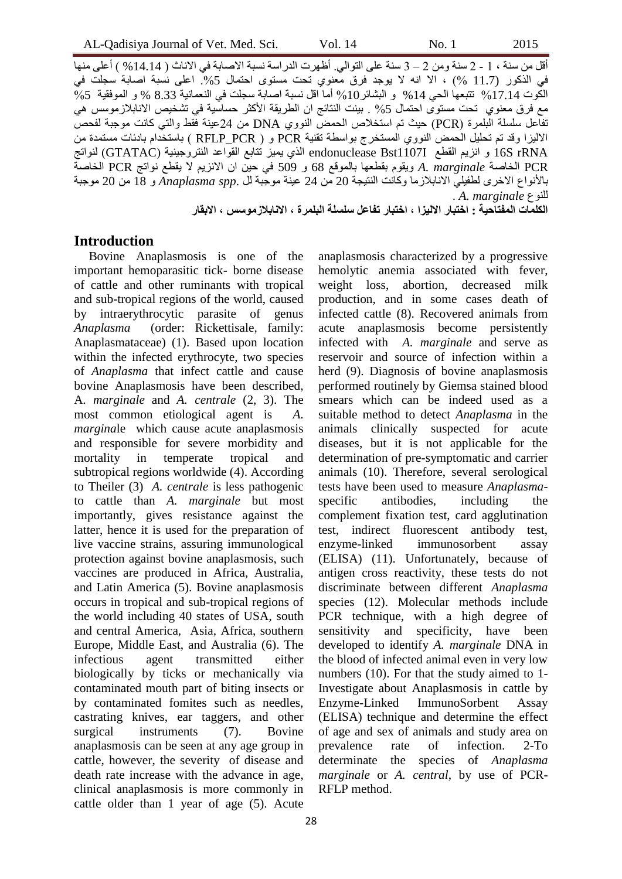أقل من سنة ، 1 - 2 سنة ومن 2 – 3 سنة على التوالي. أظهرت الدراسة نسبة الاصابة في الاناث ( 14.14% ) أعلى منها في الذكور (11.7 %) ، الا انه لا يوجد فرق معنوي تحت مستوى احتمال 5%. اعلى نسبة اصابة سجلت في الكوت 17.14% تتبعها الحي 14% و البشائر10% أما اقل نسبة اصابة سجلت في النعمانية 8.33 % و الموفقية 5% مع فرق معنوي تحت مستوى احتمال 5% . بينت النتائج ان الطريقة الأكثر حساسية في تشخيص الانابلازموسس هي تفاعل سلسلة البلمرة (PCR) حيث تم استخلاص الحمض النووي DNA من 24عينة فقط والتي كانت موجبة لفحص الاليزا وقد تم تحليل الحمض النووي المستخرج بواسطة تقنية PCR و ( RFLP_PCR ) باستخدام بادئات مستمدة من 16S rRNA و انزيم القطع endonuclease Bst1107I الذي يميز تتابع القواعد النتروجينية (GTATAC) لنواتج PCR الخاصة *A. marginale* ويقوم بقطعها بالموقع 68 و 509 في حين ان الانزيم لا يقطع نواتج PCR الخاصة بالأنواع الاخرى لطفيلي الانابلازما وكانت النتيجة 20 من 24 عينة موجبة لل *Anaplasma spp.* و 18 من 20 موجبة للنوع *A. marginale* .

**الكلمات المفتاحية : اختبار الاليزا ، اختبار تفاعل سلسلة البلمرة ، الانابلازموسس ، الابقار**

## Introduction

Bovine Anaplasmosis is one of the important hemoparasitic tick- borne disease of cattle and other ruminants with tropical and sub-tropical regions of the world, caused by intraerythrocytic parasite of genus *Anaplasma* (order: Rickettisale, family: Anaplasmataceae) (1). Based upon location within the infected erythrocyte, two species of *Anaplasma* that infect cattle and cause bovine Anaplasmosis have been described, A. *marginale* and *A. centrale* (2, 3). The most common etiological agent is *A. marginal*e which cause acute anaplasmosis and responsible for severe morbidity and mortality in temperate tropical and subtropical regions worldwide (4). According to Theiler (3) *A. centrale* is less pathogenic to cattle than *A. marginale* but most importantly, gives resistance against the latter, hence it is used for the preparation of live vaccine strains, assuring immunological protection against bovine anaplasmosis, such vaccines are produced in Africa, Australia, and Latin America (5). Bovine anaplasmosis occurs in tropical and sub-tropical regions of the world including 40 states of USA, south and central America, Asia, Africa, southern Europe, Middle East, and Australia (6). The infectious agent transmitted either biologically by ticks or mechanically via contaminated mouth part of biting insects or by contaminated fomites such as needles, castrating knives, ear taggers, and other surgical instruments (7). Bovine anaplasmosis can be seen at any age group in cattle, however, the severity of disease and death rate increase with the advance in age, clinical anaplasmosis is more commonly in cattle older than 1 year of age (5). Acute anaplasmosis characterized by a progressive hemolytic anemia associated with fever, weight loss, abortion, decreased milk production, and in some cases death of infected cattle (8). Recovered animals from acute anaplasmosis become persistently infected with *A. marginale* and serve as reservoir and source of infection within a herd (9). Diagnosis of bovine anaplasmosis performed routinely by Giemsa stained blood smears which can be indeed used as a suitable method to detect *Anaplasma* in the animals clinically suspected for acute diseases, but it is not applicable for the determination of pre-symptomatic and carrier animals (10). Therefore, several serological tests have been used to measure *Anaplasma*-specific antibodies, including the complement fixation test, card agglutination test, indirect fluorescent antibody test, enzyme-linked immunosorbent assay (ELISA) (11). Unfortunately, because of antigen cross reactivity, these tests do not discriminate between different *Anaplasma* species (12). Molecular methods include PCR technique, with a high degree of sensitivity and specificity, have been developed to identify *A. marginale* DNA in the blood of infected animal even in very low numbers (10). For that the study aimed to 1-Investigate about Anaplasmosis in cattle by Enzyme-Linked ImmunoSorbent Assay (ELISA) technique and determine the effect of age and sex of animals and study area on prevalence rate of infection. 2-To determinate the species of *Anaplasma marginale* or *A. central*, by use of PCR-RFLP method.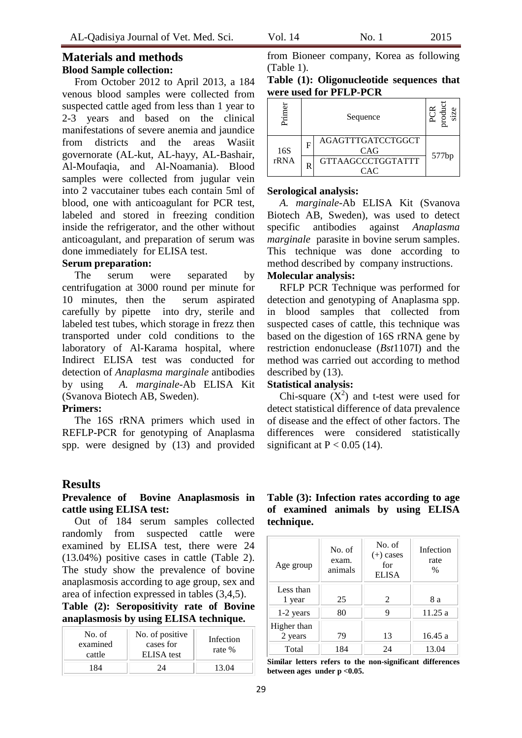## Materials and methods

### Blood Sample collection:

From October 2012 to April 2013, a 184 venous blood samples were collected from suspected cattle aged from less than 1 year to 2-3 years and based on the clinical manifestations of severe anemia and jaundice from districts and the areas Wasiit governorate (AL-kut, AL-hayy, AL-Bashair, Al-Moufaqia, and Al-Noamania). Blood samples were collected from jugular vein into 2 vaccutainer tubes each contain 5ml of blood, one with anticoagulant for PCR test, labeled and stored in freezing condition inside the refrigerator, and the other without anticoagulant, and preparation of serum was done immediately for ELISA test.

### Serum preparation:

The serum were separated by centrifugation at 3000 round per minute for 10 minutes, then the serum aspirated carefully by pipette into dry, sterile and labeled test tubes, which storage in frezz then transported under cold conditions to the laboratory of Al-Karama hospital, where Indirect ELISA test was conducted for detection of *Anaplasma marginale* antibodies by using *A. marginale*-Ab ELISA Kit (Svanova Biotech AB, Sweden).

### Primers:

The 16S rRNA primers which used in REFLP-PCR for genotyping of Anaplasma spp. were designed by (13) and provided from Bioneer company, Korea as following (Table 1).

**Table (1): Oligonucleotide sequences that were used for PFLP-PCR**

| Primer | | Sequence | PCR product size |
|---|---|---|---|
| 16S rRNA | F | AGAGTTTGATCCTGGCTCAG | 577bp |
| | R | GTTAAGCCCTGGTATTTCAC | |

### Serological analysis:

*A. marginale*-Ab ELISA Kit (Svanova Biotech AB, Sweden), was used to detect specific antibodies against *Anaplasma marginale* parasite in bovine serum samples. This technique was done according to method described by company instructions.

### Molecular analysis:

RFLP PCR Technique was performed for detection and genotyping of Anaplasma spp. in blood samples that collected from suspected cases of cattle, this technique was based on the digestion of 16S rRNA gene by restriction endonuclease (*Bst*1107I) and the method was carried out according to method described by (13).

### Statistical analysis:

Chi-square ($X^2$) and t-test were used for detect statistical difference of data prevalence of disease and the effect of other factors. The differences were considered statistically significant at $P < 0.05$ (14).

## Results

### Prevalence of Bovine Anaplasmosis in cattle using ELISA test:

Out of 184 serum samples collected randomly from suspected cattle were examined by ELISA test, there were 24 (13.04%) positive cases in cattle (Table 2). The study show the prevalence of bovine anaplasmosis according to age group, sex and area of infection expressed in tables (3,4,5).

**Table (2): Seropositivity rate of Bovine anaplasmosis by using ELISA technique.**

| No. of examined cattle | No. of positive cases for ELISA test | Infection rate % |
|---|---|---|
| 184 | 24 | 13.04 |

**Table (3): Infection rates according to age of examined animals by using ELISA technique.**

| Age group | No. of exam. animals | No. of (+) cases for ELISA | Infection rate % |
|---|---|---|---|
| Less than 1 year | 25 | 2 | 8 a |
| 1-2 years | 80 | 9 | 11.25 a |
| Higher than 2 years | 79 | 13 | 16.45 a |
| Total | 184 | 24 | 13.04 |

**Similar letters refers to the non-significant differences between ages under p <0.05.**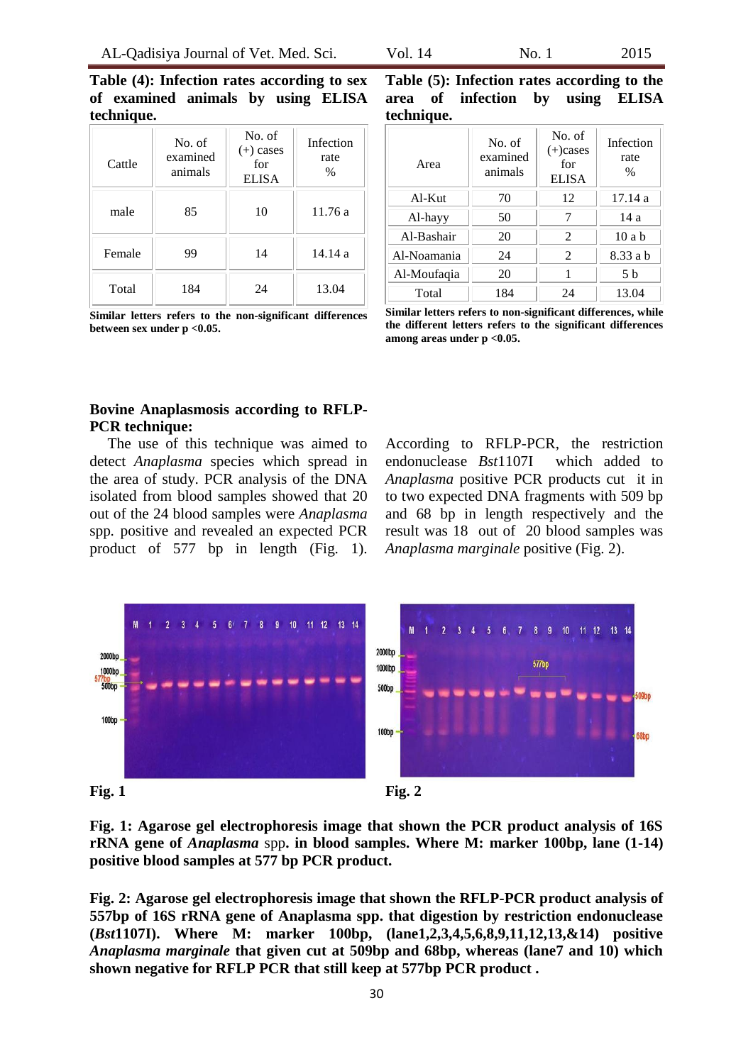**Table (4): Infection rates according to sex of examined animals by using ELISA technique.**

| Cattle | No. of examined animals | No. of (+) cases for ELISA | Infection rate % |
|---|---|---|---|
| male | 85 | 10 | 11.76 a |
| Female | 99 | 14 | 14.14 a |
| Total | 184 | 24 | 13.04 |

**Similar letters refers to the non-significant differences between sex under p <0.05.**

**Table (5): Infection rates according to the area of infection by using ELISA technique.**

| Area | No. of examined animals | No. of (+)cases for ELISA | Infection rate % |
|---|---|---|---|
| Al-Kut | 70 | 12 | 17.14 a |
| Al-hayy | 50 | 7 | 14 a |
| Al-Bashair | 20 | 2 | 10 a b |
| Al-Noamania | 24 | 2 | 8.33 a b |
| Al-Moufaqia | 20 | 1 | 5 b |
| Total | 184 | 24 | 13.04 |

**Similar letters refers to non-significant differences, while the different letters refers to the significant differences among areas under p <0.05.**

**Bovine Anaplasmosis according to RFLP-PCR technique:**

The use of this technique was aimed to detect *Anaplasma* species which spread in the area of study. PCR analysis of the DNA isolated from blood samples showed that 20 out of the 24 blood samples were *Anaplasma* spp. positive and revealed an expected PCR product of 577 bp in length (Fig. 1). According to RFLP-PCR, the restriction endonuclease *Bst*1107I which added to *Anaplasma* positive PCR products cut it in to two expected DNA fragments with 509 bp and 68 bp in length respectively and the result was 18 out of 20 blood samples was *Anaplasma marginale* positive (Fig. 2).

**Fig. 1**

**Fig. 2**

**Fig. 1: Agarose gel electrophoresis image that shown the PCR product analysis of 16S rRNA gene of *Anaplasma* spp. in blood samples. Where M: marker 100bp, lane (1-14) positive blood samples at 577 bp PCR product.**

**Fig. 2: Agarose gel electrophoresis image that shown the RFLP-PCR product analysis of 557bp of 16S rRNA gene of Anaplasma spp. that digestion by restriction endonuclease (*Bst*1107I). Where M: marker 100bp, (lane1,2,3,4,5,6,8,9,11,12,13,&14) positive *Anaplasma marginale* that given cut at 509bp and 68bp, whereas (lane7 and 10) which shown negative for RFLP PCR that still keep at 577bp PCR product .**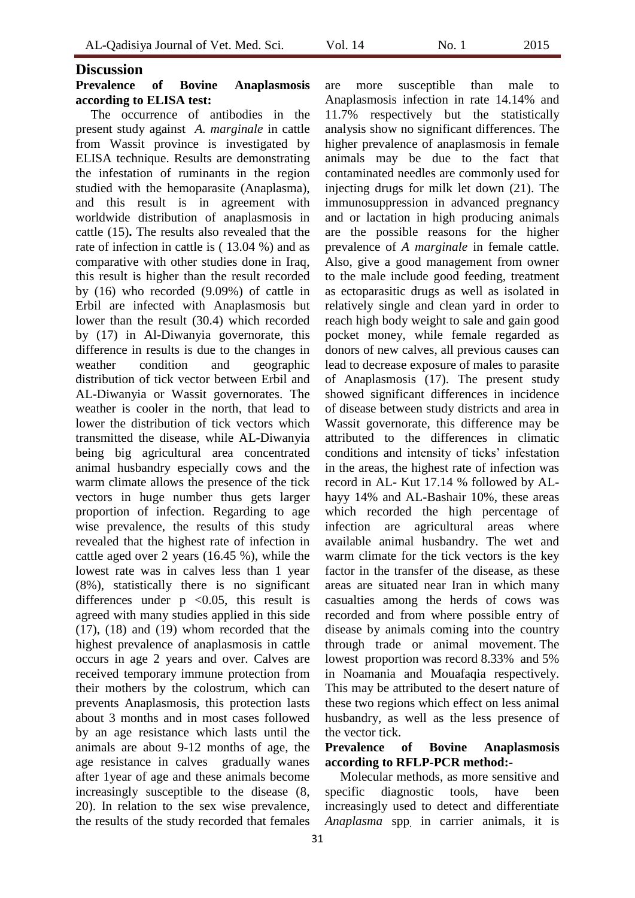## Discussion

### Prevalence of Bovine Anaplasmosis according to ELISA test:

The occurrence of antibodies in the present study against *A. marginale* in cattle from Wassit province is investigated by ELISA technique. Results are demonstrating the infestation of ruminants in the region studied with the hemoparasite (Anaplasma), and this result is in agreement with worldwide distribution of anaplasmosis in cattle (15)**.** The results also revealed that the rate of infection in cattle is ( 13.04 %) and as comparative with other studies done in Iraq, this result is higher than the result recorded by (16) who recorded (9.09%) of cattle in Erbil are infected with Anaplasmosis but lower than the result (30.4) which recorded by (17) in Al-Diwanyia governorate, this difference in results is due to the changes in weather condition and geographic distribution of tick vector between Erbil and AL-Diwanyia or Wassit governorates. The weather is cooler in the north, that lead to lower the distribution of tick vectors which transmitted the disease, while AL-Diwanyia being big agricultural area concentrated animal husbandry especially cows and the warm climate allows the presence of the tick vectors in huge number thus gets larger proportion of infection. Regarding to age wise prevalence, the results of this study revealed that the highest rate of infection in cattle aged over 2 years (16.45 %), while the lowest rate was in calves less than 1 year (8%), statistically there is no significant differences under $p < 0.05$, this result is agreed with many studies applied in this side (17), (18) and (19) whom recorded that the highest prevalence of anaplasmosis in cattle occurs in age 2 years and over. Calves are received temporary immune protection from their mothers by the colostrum, which can prevents Anaplasmosis, this protection lasts about 3 months and in most cases followed by an age resistance which lasts until the animals are about 9-12 months of age, the age resistance in calves gradually wanes after 1year of age and these animals become increasingly susceptible to the disease (8, 20). In relation to the sex wise prevalence, the results of the study recorded that females are more susceptible than male to Anaplasmosis infection in rate 14.14% and 11.7% respectively but the statistically analysis show no significant differences. The higher prevalence of anaplasmosis in female animals may be due to the fact that contaminated needles are commonly used for injecting drugs for milk let down (21). The immunosuppression in advanced pregnancy and or lactation in high producing animals are the possible reasons for the higher prevalence of *A marginale* in female cattle. Also, give a good management from owner to the male include good feeding, treatment as ectoparasitic drugs as well as isolated in relatively single and clean yard in order to reach high body weight to sale and gain good pocket money, while female regarded as donors of new calves, all previous causes can lead to decrease exposure of males to parasite of Anaplasmosis (17). The present study showed significant differences in incidence of disease between study districts and area in Wassit governorate, this difference may be attributed to the differences in climatic conditions and intensity of ticks' infestation in the areas, the highest rate of infection was record in AL- Kut 17.14 % followed by AL-hayy 14% and AL-Bashair 10%, these areas which recorded the high percentage of infection are agricultural areas where available animal husbandry. The wet and warm climate for the tick vectors is the key factor in the transfer of the disease, as these areas are situated near Iran in which many casualties among the herds of cows was recorded and from where possible entry of disease by animals coming into the country through trade or animal movement. The lowest proportion was record 8.33% and 5% in Noamania and Mouafaqia respectively. This may be attributed to the desert nature of these two regions which effect on less animal husbandry, as well as the less presence of the vector tick.

### Prevalence of Bovine Anaplasmosis according to RFLP-PCR method:-

Molecular methods, as more sensitive and specific diagnostic tools, have been increasingly used to detect and differentiate *Anaplasma* spp. in carrier animals, it is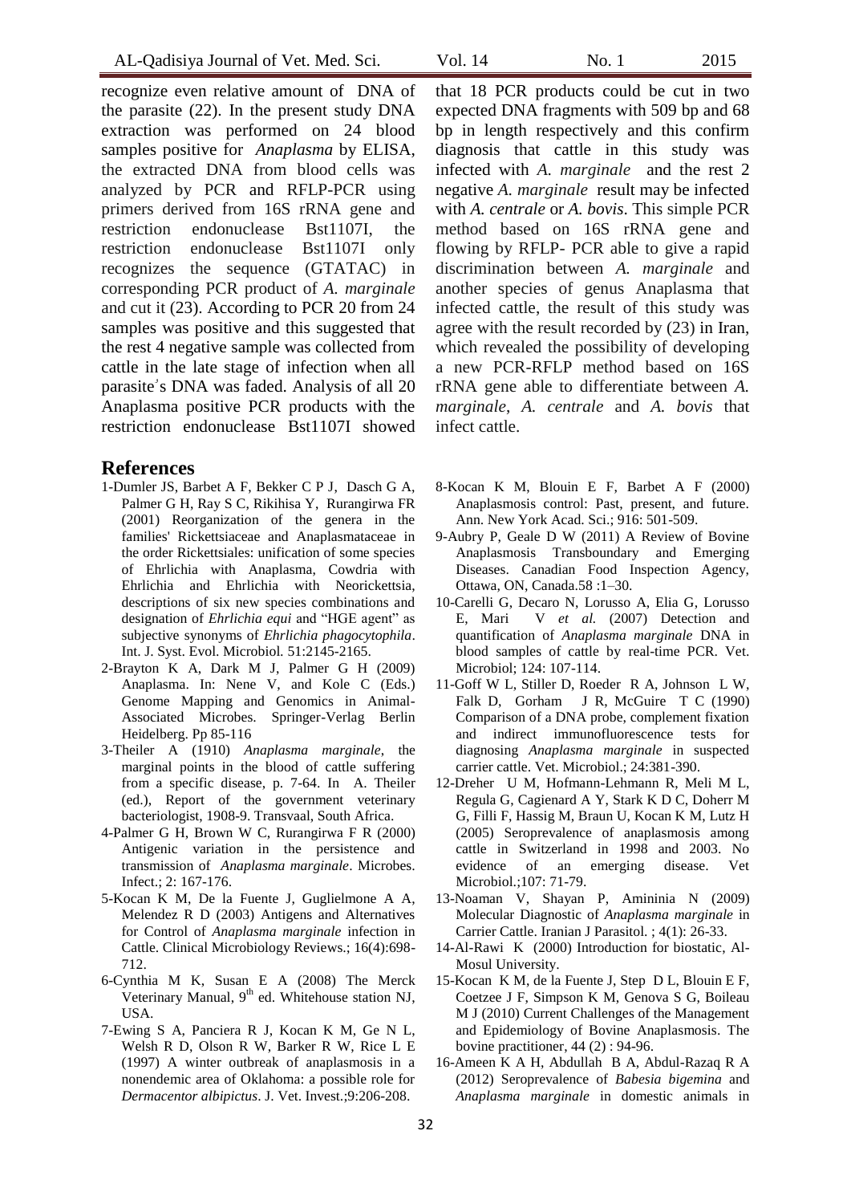recognize even relative amount of DNA of the parasite (22). In the present study DNA extraction was performed on 24 blood samples positive for *Anaplasma* by ELISA, the extracted DNA from blood cells was analyzed by PCR and RFLP-PCR using primers derived from 16S rRNA gene and restriction endonuclease Bst1107I, the restriction endonuclease Bst1107I only recognizes the sequence (GTATAC) in corresponding PCR product of *A. marginale* and cut it (23). According to PCR 20 from 24 samples was positive and this suggested that the rest 4 negative sample was collected from cattle in the late stage of infection when all parasite's DNA was faded. Analysis of all 20 Anaplasma positive PCR products with the restriction endonuclease Bst1107I showed that 18 PCR products could be cut in two expected DNA fragments with 509 bp and 68 bp in length respectively and this confirm diagnosis that cattle in this study was infected with *A. marginale* and the rest 2 negative *A. marginale* result may be infected with *A. centrale* or *A. bovis*. This simple PCR method based on 16S rRNA gene and flowing by RFLP- PCR able to give a rapid discrimination between *A. marginale* and another species of genus Anaplasma that infected cattle, the result of this study was agree with the result recorded by (23) in Iran, which revealed the possibility of developing a new PCR-RFLP method based on 16S rRNA gene able to differentiate between *A. marginale*, *A. centrale* and *A. bovis* that infect cattle.

## References

1-Dumler JS, Barbet A F, Bekker C P J, Dasch G A, Palmer G H, Ray S C, Rikihisa Y, Rurangirwa FR (2001) Reorganization of the genera in the families' Rickettsiaceae and Anaplasmataceae in the order Rickettsiales: unification of some species of Ehrlichia with Anaplasma, Cowdria with Ehrlichia and Ehrlichia with Neorickettsia, descriptions of six new species combinations and designation of *Ehrlichia equi* and "HGE agent" as subjective synonyms of *Ehrlichia phagocytophila*. Int. J. Syst. Evol. Microbiol. 51:2145-2165.

2-Brayton K A, Dark M J, Palmer G H (2009) Anaplasma. In: Nene V, and Kole C (Eds.) Genome Mapping and Genomics in Animal-Associated Microbes. Springer-Verlag Berlin Heidelberg. Pp 85-116

3-Theiler A (1910) *Anaplasma marginale*, the marginal points in the blood of cattle suffering from a specific disease, p. 7-64. In A. Theiler (ed.), Report of the government veterinary bacteriologist, 1908-9. Transvaal, South Africa.

4-Palmer G H, Brown W C, Rurangirwa F R (2000) Antigenic variation in the persistence and transmission of *Anaplasma marginale*. Microbes. Infect.; 2: 167-176.

5-Kocan K M, De la Fuente J, Guglielmone A A, Melendez R D (2003) Antigens and Alternatives for Control of *Anaplasma marginale* infection in Cattle. Clinical Microbiology Reviews.; 16(4):698-712.

6-Cynthia M K, Susan E A (2008) The Merck Veterinary Manual, 9th ed. Whitehouse station NJ, USA.

7-Ewing S A, Panciera R J, Kocan K M, Ge N L, Welsh R D, Olson R W, Barker R W, Rice L E (1997) A winter outbreak of anaplasmosis in a nonendemic area of Oklahoma: a possible role for *Dermacentor albipictus*. J. Vet. Invest.;9:206-208.

8-Kocan K M, Blouin E F, Barbet A F (2000) Anaplasmosis control: Past, present, and future. Ann. New York Acad. Sci.; 916: 501-509.

9-Aubry P, Geale D W (2011) A Review of Bovine Anaplasmosis Transboundary and Emerging Diseases. Canadian Food Inspection Agency, Ottawa, ON, Canada.58 :1–30.

10-Carelli G, Decaro N, Lorusso A, Elia G, Lorusso E, Mari V *et al.* (2007) Detection and quantification of *Anaplasma marginale* DNA in blood samples of cattle by real-time PCR. Vet. Microbiol; 124: 107-114.

11-Goff W L, Stiller D, Roeder R A, Johnson L W, Falk D, Gorham J R, McGuire T C (1990) Comparison of a DNA probe, complement fixation and indirect immunofluorescence tests for diagnosing *Anaplasma marginale* in suspected carrier cattle. Vet. Microbiol.; 24:381-390.

12-Dreher U M, Hofmann-Lehmann R, Meli M L, Regula G, Cagienard A Y, Stark K D C, Doherr M G, Filli F, Hassig M, Braun U, Kocan K M, Lutz H (2005) Seroprevalence of anaplasmosis among cattle in Switzerland in 1998 and 2003. No evidence of an emerging disease. Vet Microbiol.;107: 71-79.

13-Noaman V, Shayan P, Amininia N (2009) Molecular Diagnostic of *Anaplasma marginale* in Carrier Cattle. Iranian J Parasitol. ; 4(1): 26-33.

14-Al-Rawi K (2000) Introduction for biostatic, Al-Mosul University.

15-Kocan K M, de la Fuente J, Step D L, Blouin E F, Coetzee J F, Simpson K M, Genova S G, Boileau M J (2010) Current Challenges of the Management and Epidemiology of Bovine Anaplasmosis. The bovine practitioner, 44 (2) : 94-96.

16-Ameen K A H, Abdullah B A, Abdul-Razaq R A (2012) Seroprevalence of *Babesia bigemina* and *Anaplasma marginale* in domestic animals in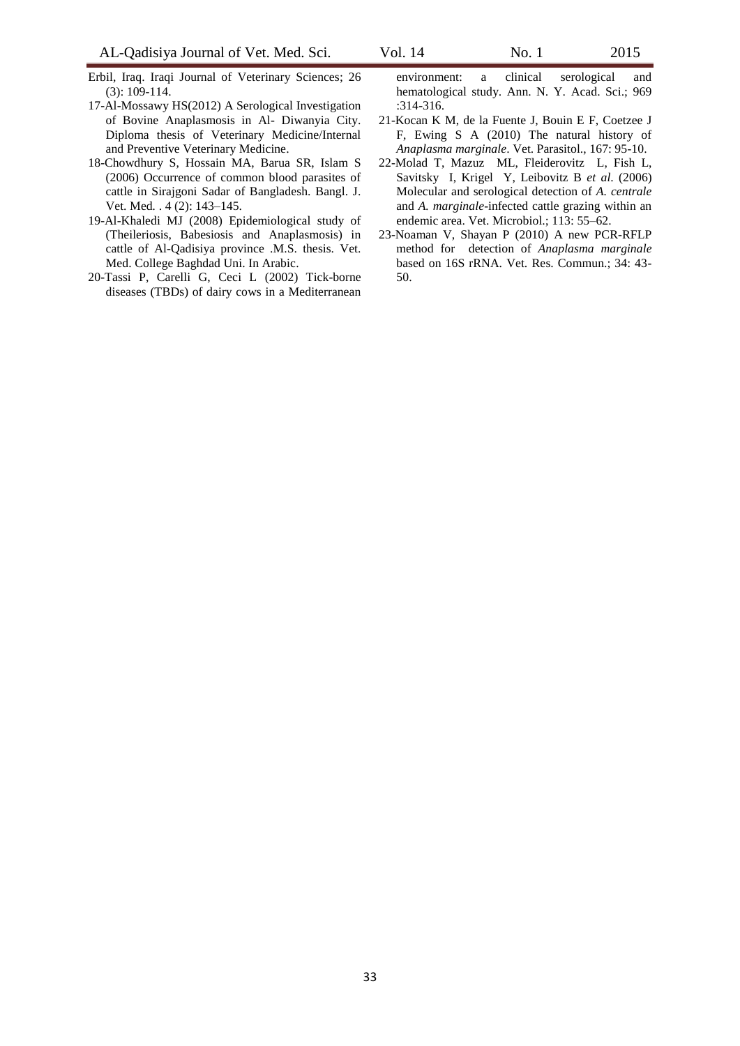Erbil, Iraq. Iraqi Journal of Veterinary Sciences; 26 (3): 109-114.

17-Al-Mossawy HS(2012) A Serological Investigation of Bovine Anaplasmosis in Al- Diwanyia City. Diploma thesis of Veterinary Medicine/Internal and Preventive Veterinary Medicine.

18-Chowdhury S, Hossain MA, Barua SR, Islam S (2006) Occurrence of common blood parasites of cattle in Sirajgoni Sadar of Bangladesh. Bangl. J. Vet. Med. . 4 (2): 143–145.

19-Al-Khaledi MJ (2008) Epidemiological study of (Theileriosis, Babesiosis and Anaplasmosis) in cattle of Al-Qadisiya province .M.S. thesis. Vet. Med. College Baghdad Uni. In Arabic.

20-Tassi P, Carelli G, Ceci L (2002) Tick-borne diseases (TBDs) of dairy cows in a Mediterranean environment: a clinical serological and hematological study. Ann. N. Y. Acad. Sci.; 969 :314-316.

21-Kocan K M, de la Fuente J, Bouin E F, Coetzee J F, Ewing S A (2010) The natural history of *Anaplasma marginale*. Vet. Parasitol., 167: 95-10.

22-Molad T, Mazuz ML, Fleiderovitz L, Fish L, Savitsky I, Krigel Y, Leibovitz B *et al.* (2006) Molecular and serological detection of *A. centrale* and *A. marginale*-infected cattle grazing within an endemic area. Vet. Microbiol.; 113: 55–62.

23-Noaman V, Shayan P (2010) A new PCR-RFLP method for detection of *Anaplasma marginale* based on 16S rRNA. Vet. Res. Commun.; 34: 43-50.